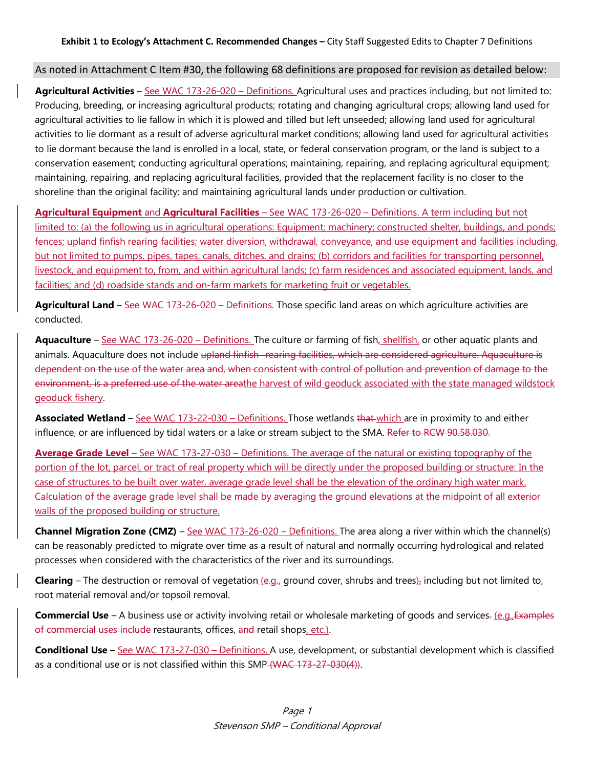**Exhibit 1 to Ecology's Attachment C. Recommended Changes –** City Staff Suggested Edits to Chapter 7 Definitions

As noted in Attachment C Item #30, the following 68 definitions are proposed for revision as detailed below:

**Agricultural Activities** – See WAC 173-26-020 – Definitions. Agricultural uses and practices including, but not limited to: Producing, breeding, or increasing agricultural products; rotating and changing agricultural crops; allowing land used for agricultural activities to lie fallow in which it is plowed and tilled but left unseeded; allowing land used for agricultural activities to lie dormant as a result of adverse agricultural market conditions; allowing land used for agricultural activities to lie dormant because the land is enrolled in a local, state, or federal conservation program, or the land is subject to a conservation easement; conducting agricultural operations; maintaining, repairing, and replacing agricultural equipment; maintaining, repairing, and replacing agricultural facilities, provided that the replacement facility is no closer to the shoreline than the original facility; and maintaining agricultural lands under production or cultivation.

**Agricultural Equipment** and **Agricultural Facilities** – See WAC 173-26-020 – Definitions. A term including but not limited to: (a) the following us in agricultural operations: Equipment; machinery; constructed shelter, buildings, and ponds; fences; upland finfish rearing facilities; water diversion, withdrawal, conveyance, and use equipment and facilities including, but not limited to pumps, pipes, tapes, canals, ditches, and drains; (b) corridors and facilities for transporting personnel, livestock, and equipment to, from, and within agricultural lands; (c) farm residences and associated equipment, lands, and facilities; and (d) roadside stands and on-farm markets for marketing fruit or vegetables.

**Agricultural Land** – See WAC 173-26-020 – Definitions. Those specific land areas on which agriculture activities are conducted.

**Aquaculture** – See WAC 173-26-020 – Definitions. The culture or farming of fish, shellfish, or other aquatic plants and animals. Aquaculture does not include ~~upland finfish -rearing facilities, which are considered agriculture. Aquaculture is dependent on the use of the water area and, when consistent with control of pollution and prevention of damage to the environment, is a preferred use of the water area~~the harvest of wild geoduck associated with the state managed wildstock geoduck fishery.

**Associated Wetland** – See WAC 173-22-030 – Definitions. Those wetlands ~~that~~ which are in proximity to and either influence~~,~~ or are influenced by tidal waters or a lake or stream subject to the SMA. ~~Refer to RCW 90.58.030.~~

**Average Grade Level** – See WAC 173-27-030 – Definitions. The average of the natural or existing topography of the portion of the lot, parcel, or tract of real property which will be directly under the proposed building or structure: In the case of structures to be built over water, average grade level shall be the elevation of the ordinary high water mark. Calculation of the average grade level shall be made by averaging the ground elevations at the midpoint of all exterior walls of the proposed building or structure.

**Channel Migration Zone (CMZ)** – See WAC 173-26-020 – Definitions. The area along a river within which the channel(s) can be reasonably predicted to migrate over time as a result of natural and normally occurring hydrological and related processes when considered with the characteristics of the river and its surroundings.

**Clearing** – The destruction or removal of vegetation (e.g., ground cover, shrubs and trees)~~,~~ including but not limited to, root material removal and/or topsoil removal.

**Commercial Use** – A business use or activity involving retail or wholesale marketing of goods and services~~.~~ (e.g.,~~Examples of commercial uses include~~ restaurants, offices, ~~and~~ retail shops, etc.).

**Conditional Use** – See WAC 173-27-030 – Definitions. A use, development, or substantial development which is classified as a conditional use or is not classified within this SMP ~~(WAC 173-27-030(4))~~.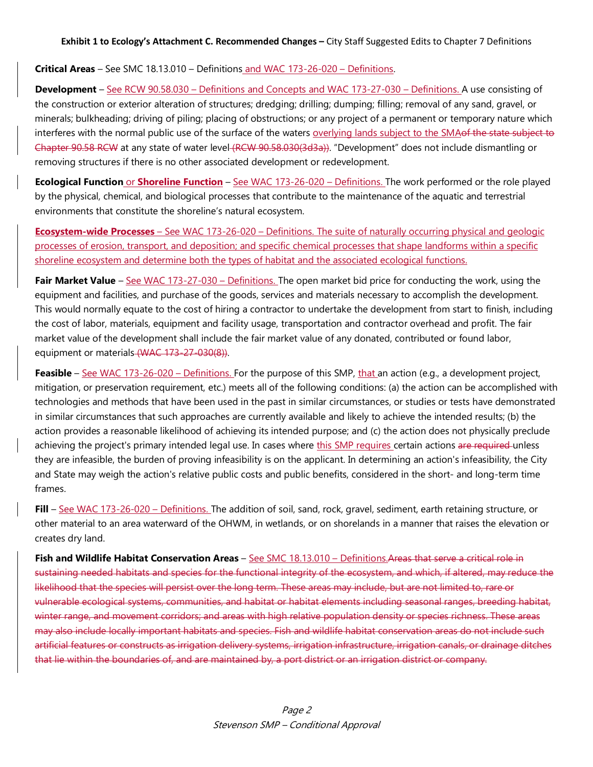**Critical Areas** – See SMC 18.13.010 – Definitions and WAC 173-26-020 – Definitions.

**Development** – See RCW 90.58.030 – Definitions and Concepts and WAC 173-27-030 – Definitions. A use consisting of the construction or exterior alteration of structures; dredging; drilling; dumping; filling; removal of any sand, gravel, or minerals; bulkheading; driving of piling; placing of obstructions; or any project of a permanent or temporary nature which interferes with the normal public use of the surface of the waters overlying lands subject to the SMA~~of the state subject to Chapter 90.58 RCW~~ at any state of water level ~~(RCW 90.58.030(3d3a))~~. "Development" does not include dismantling or removing structures if there is no other associated development or redevelopment.

**Ecological Function** or **Shoreline Function** – See WAC 173-26-020 – Definitions. The work performed or the role played by the physical, chemical, and biological processes that contribute to the maintenance of the aquatic and terrestrial environments that constitute the shoreline's natural ecosystem.

**Ecosystem-wide Processes** – See WAC 173-26-020 – Definitions. The suite of naturally occurring physical and geologic processes of erosion, transport, and deposition; and specific chemical processes that shape landforms within a specific shoreline ecosystem and determine both the types of habitat and the associated ecological functions.

**Fair Market Value** – See WAC 173-27-030 – Definitions. The open market bid price for conducting the work, using the equipment and facilities, and purchase of the goods, services and materials necessary to accomplish the development. This would normally equate to the cost of hiring a contractor to undertake the development from start to finish, including the cost of labor, materials, equipment and facility usage, transportation and contractor overhead and profit. The fair market value of the development shall include the fair market value of any donated, contributed or found labor, equipment or materials ~~(WAC 173-27-030(8))~~.

**Feasible** – See WAC 173-26-020 – Definitions. For the purpose of this SMP, that an action (e.g., a development project, mitigation, or preservation requirement, etc.) meets all of the following conditions: (a) the action can be accomplished with technologies and methods that have been used in the past in similar circumstances, or studies or tests have demonstrated in similar circumstances that such approaches are currently available and likely to achieve the intended results; (b) the action provides a reasonable likelihood of achieving its intended purpose; and (c) the action does not physically preclude achieving the project's primary intended legal use. In cases where this SMP requires certain actions ~~are required~~ unless they are infeasible, the burden of proving infeasibility is on the applicant. In determining an action's infeasibility, the City and State may weigh the action's relative public costs and public benefits, considered in the short- and long-term time frames.

**Fill** – See WAC 173-26-020 – Definitions. The addition of soil, sand, rock, gravel, sediment, earth retaining structure, or other material to an area waterward of the OHWM, in wetlands, or on shorelands in a manner that raises the elevation or creates dry land.

**Fish and Wildlife Habitat Conservation Areas** – See SMC 18.13.010 – Definitions.~~Areas that serve a critical role in sustaining needed habitats and species for the functional integrity of the ecosystem, and which, if altered, may reduce the likelihood that the species will persist over the long term. These areas may include, but are not limited to, rare or vulnerable ecological systems, communities, and habitat or habitat elements including seasonal ranges, breeding habitat, winter range, and movement corridors; and areas with high relative population density or species richness. These areas may also include locally important habitats and species. Fish and wildlife habitat conservation areas do not include such artificial features or constructs as irrigation delivery systems, irrigation infrastructure, irrigation canals, or drainage ditches that lie within the boundaries of, and are maintained by, a port district or an irrigation district or company.~~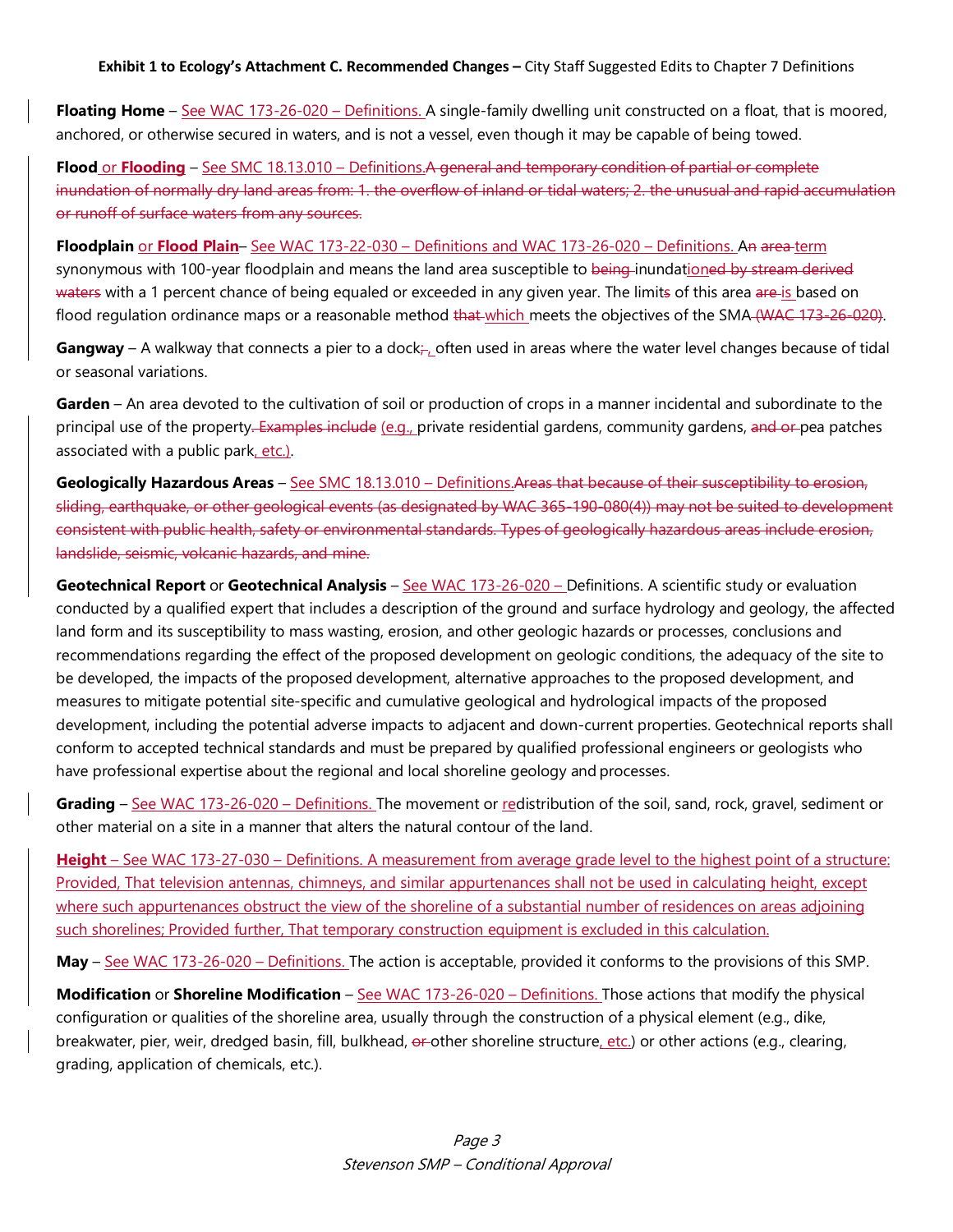**Exhibit 1 to Ecology's Attachment C. Recommended Changes –** City Staff Suggested Edits to Chapter 7 Definitions

**Floating Home** – See WAC 173-26-020 – Definitions. A single-family dwelling unit constructed on a float, that is moored, anchored, or otherwise secured in waters, and is not a vessel, even though it may be capable of being towed.

**Flood** or **Flooding** – See SMC 18.13.010 – Definitions.~~A general and temporary condition of partial or complete inundation of normally dry land areas from: 1. the overflow of inland or tidal waters; 2. the unusual and rapid accumulation or runoff of surface waters from any sources.~~

**Floodplain** or **Flood Plain**– See WAC 173-22-030 – Definitions and WAC 173-26-020 – Definitions. A~~n~~ ~~area~~ term synonymous with 100-year floodplain and means the land area susceptible to ~~being~~ inundation~~ed by stream derived waters~~ with a 1 percent chance of being equaled or exceeded in any given year. The limit~~s~~ of this area ~~are~~ is based on flood regulation ordinance maps or a reasonable method ~~that~~ which meets the objectives of the SMA~~ (WAC 173-26-020)~~.

**Gangway** – A walkway that connects a pier to a dock~~;~~, often used in areas where the water level changes because of tidal or seasonal variations.

**Garden** – An area devoted to the cultivation of soil or production of crops in a manner incidental and subordinate to the principal use of the property~~. Examples include~~ (e.g., private residential gardens, community gardens, ~~and~~ or pea patches associated with a public park, etc.).

**Geologically Hazardous Areas** – See SMC 18.13.010 – Definitions.~~Areas that because of their susceptibility to erosion, sliding, earthquake, or other geological events (as designated by WAC 365-190-080(4)) may not be suited to development consistent with public health, safety or environmental standards. Types of geologically hazardous areas include erosion, landslide, seismic, volcanic hazards, and mine.~~

**Geotechnical Report** or **Geotechnical Analysis** – See WAC 173-26-020 – Definitions. A scientific study or evaluation conducted by a qualified expert that includes a description of the ground and surface hydrology and geology, the affected land form and its susceptibility to mass wasting, erosion, and other geologic hazards or processes, conclusions and recommendations regarding the effect of the proposed development on geologic conditions, the adequacy of the site to be developed, the impacts of the proposed development, alternative approaches to the proposed development, and measures to mitigate potential site-specific and cumulative geological and hydrological impacts of the proposed development, including the potential adverse impacts to adjacent and down-current properties. Geotechnical reports shall conform to accepted technical standards and must be prepared by qualified professional engineers or geologists who have professional expertise about the regional and local shoreline geology and processes.

**Grading** – See WAC 173-26-020 – Definitions. The movement or redistribution of the soil, sand, rock, gravel, sediment or other material on a site in a manner that alters the natural contour of the land.

**Height** – See WAC 173-27-030 – Definitions. A measurement from average grade level to the highest point of a structure: Provided, That television antennas, chimneys, and similar appurtenances shall not be used in calculating height, except where such appurtenances obstruct the view of the shoreline of a substantial number of residences on areas adjoining such shorelines; Provided further, That temporary construction equipment is excluded in this calculation.

**May** – See WAC 173-26-020 – Definitions. The action is acceptable, provided it conforms to the provisions of this SMP.

**Modification** or **Shoreline Modification** – See WAC 173-26-020 – Definitions. Those actions that modify the physical configuration or qualities of the shoreline area, usually through the construction of a physical element (e.g., dike, breakwater, pier, weir, dredged basin, fill, bulkhead, ~~or~~ other shoreline structure, etc.) or other actions (e.g., clearing, grading, application of chemicals, etc.).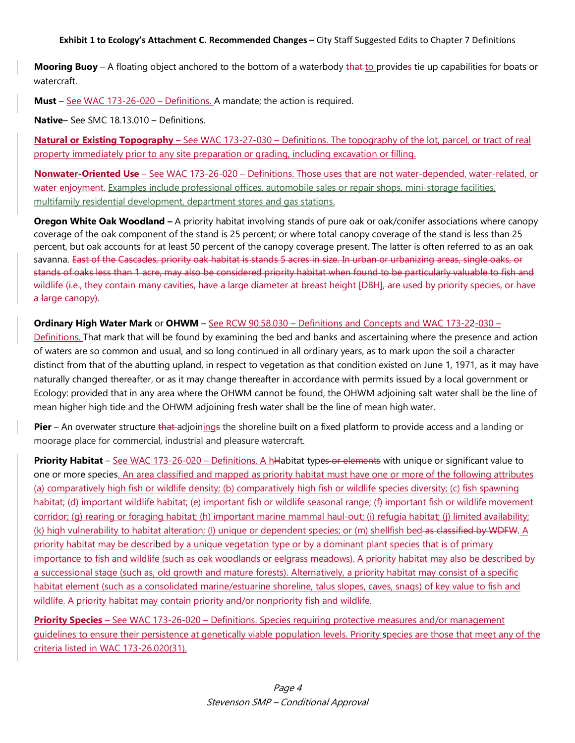**Exhibit 1 to Ecology's Attachment C. Recommended Changes –** City Staff Suggested Edits to Chapter 7 Definitions

**Mooring Buoy** – A floating object anchored to the bottom of a waterbody ~~that~~ to provide~~s~~ tie up capabilities for boats or watercraft.

**Must** – See WAC 173-26-020 – Definitions. A mandate; the action is required.

**Native**– See SMC 18.13.010 – Definitions.

**Natural or Existing Topography** – See WAC 173-27-030 – Definitions. The topography of the lot, parcel, or tract of real property immediately prior to any site preparation or grading, including excavation or filling.

**Nonwater-Oriented Use** – See WAC 173-26-020 – Definitions. Those uses that are not water-depended, water-related, or water enjoyment. Examples include professional offices, automobile sales or repair shops, mini-storage facilities, multifamily residential development, department stores and gas stations.

**Oregon White Oak Woodland –** A priority habitat involving stands of pure oak or oak/conifer associations where canopy coverage of the oak component of the stand is 25 percent; or where total canopy coverage of the stand is less than 25 percent, but oak accounts for at least 50 percent of the canopy coverage present. The latter is often referred to as an oak savanna. ~~East of the Cascades, priority oak habitat is stands 5 acres in size. In urban or urbanizing areas, single oaks, or stands of oaks less than 1 acre, may also be considered priority habitat when found to be particularly valuable to fish and wildlife (i.e., they contain many cavities, have a large diameter at breast height [DBH], are used by priority species, or have a large canopy).~~

**Ordinary High Water Mark** or **OHWM** – See RCW 90.58.030 – Definitions and Concepts and WAC 173-22-030 – Definitions. That mark that will be found by examining the bed and banks and ascertaining where the presence and action of waters are so common and usual, and so long continued in all ordinary years, as to mark upon the soil a character distinct from that of the abutting upland, in respect to vegetation as that condition existed on June 1, 1971, as it may have naturally changed thereafter, or as it may change thereafter in accordance with permits issued by a local government or Ecology: provided that in any area where the OHWM cannot be found, the OHWM adjoining salt water shall be the line of mean higher high tide and the OHWM adjoining fresh water shall be the line of mean high water.

**Pier** – An overwater structure ~~that~~ adjoinings~~s~~ the shoreline built on a fixed platform to provide access and a landing or moorage place for commercial, industrial and pleasure watercraft.

**Priority Habitat** – See WAC 173-26-020 – Definitions. A h~~H~~abitat type~~s or elements~~ with unique or significant value to one or more species. An area classified and mapped as priority habitat must have one or more of the following attributes (a) comparatively high fish or wildlife density; (b) comparatively high fish or wildlife species diversity; (c) fish spawning habitat; (d) important wildlife habitat; (e) important fish or wildlife seasonal range; (f) important fish or wildlife movement corridor; (g) rearing or foraging habitat; (h) important marine mammal haul-out; (i) refugia habitat; (j) limited availability; (k) high vulnerability to habitat alteration; (l) unique or dependent species; or (m) shellfish bed ~~as classified by WDFW~~. A priority habitat may be described by a unique vegetation type or by a dominant plant species that is of primary importance to fish and wildlife (such as oak woodlands or eelgrass meadows). A priority habitat may also be described by a successional stage (such as, old growth and mature forests). Alternatively, a priority habitat may consist of a specific habitat element (such as a consolidated marine/estuarine shoreline, talus slopes, caves, snags) of key value to fish and wildlife. A priority habitat may contain priority and/or nonpriority fish and wildlife.

**Priority Species** – See WAC 173-26-020 – Definitions. Species requiring protective measures and/or management guidelines to ensure their persistence at genetically viable population levels. Priority species are those that meet any of the criteria listed in WAC 173-26.020(31).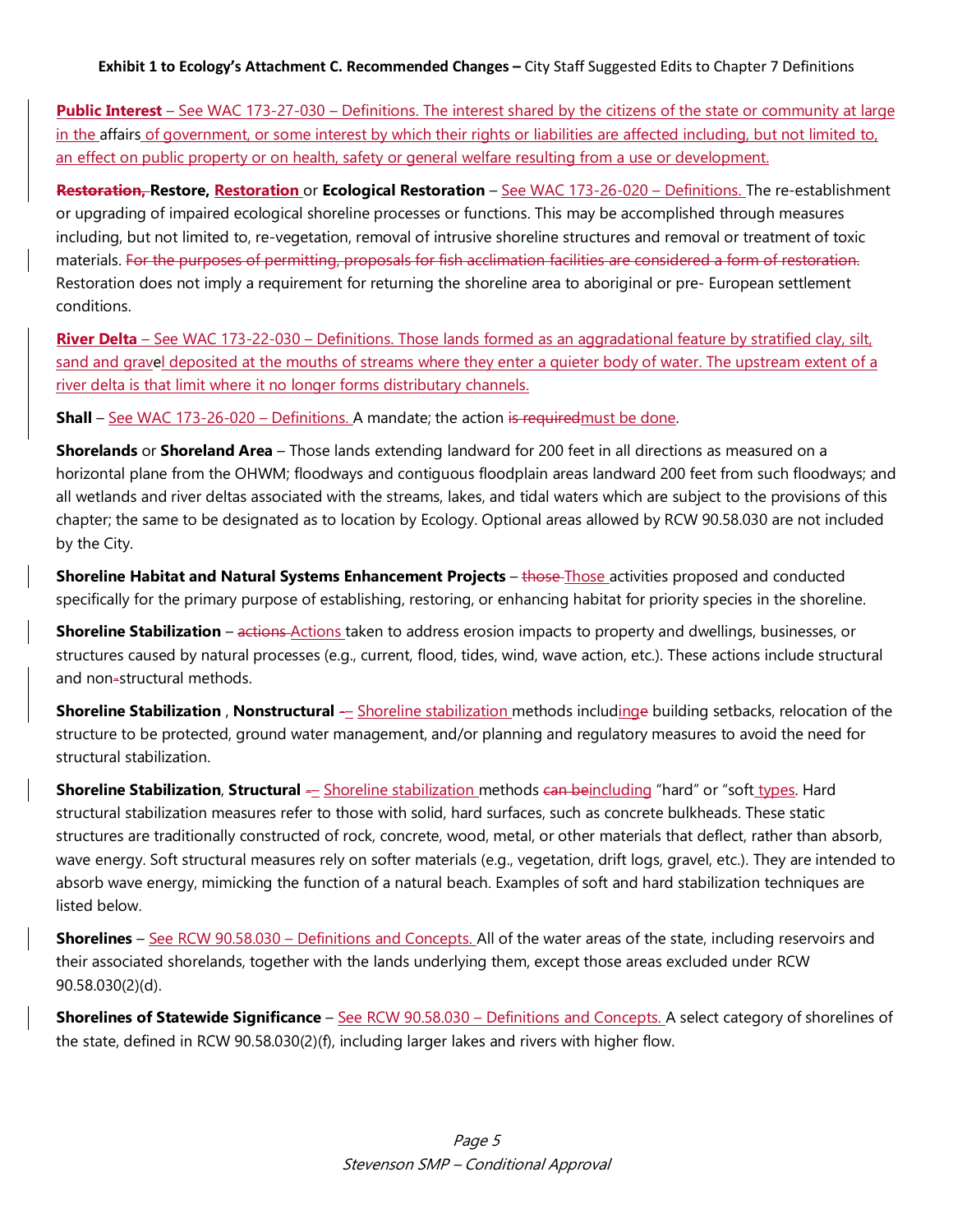**Public Interest** – See WAC 173-27-030 – Definitions. The interest shared by the citizens of the state or community at large in the affairs of government, or some interest by which their rights or liabilities are affected including, but not limited to, an effect on public property or on health, safety or general welfare resulting from a use or development.

~~**Restoration,**~~ **Restore, Restoration** or **Ecological Restoration** – See WAC 173-26-020 – Definitions. The re-establishment or upgrading of impaired ecological shoreline processes or functions. This may be accomplished through measures including, but not limited to, re-vegetation, removal of intrusive shoreline structures and removal or treatment of toxic materials. ~~For the purposes of permitting, proposals for fish acclimation facilities are considered a form of restoration.~~ Restoration does not imply a requirement for returning the shoreline area to aboriginal or pre- European settlement conditions.

**River Delta** – See WAC 173-22-030 – Definitions. Those lands formed as an aggradational feature by stratified clay, silt, sand and gravel deposited at the mouths of streams where they enter a quieter body of water. The upstream extent of a river delta is that limit where it no longer forms distributary channels.

**Shall** – See WAC 173-26-020 – Definitions. A mandate; the action ~~is required~~must be done.

**Shorelands** or **Shoreland Area** – Those lands extending landward for 200 feet in all directions as measured on a horizontal plane from the OHWM; floodways and contiguous floodplain areas landward 200 feet from such floodways; and all wetlands and river deltas associated with the streams, lakes, and tidal waters which are subject to the provisions of this chapter; the same to be designated as to location by Ecology. Optional areas allowed by RCW 90.58.030 are not included by the City.

**Shoreline Habitat and Natural Systems Enhancement Projects** – ~~those~~ Those activities proposed and conducted specifically for the primary purpose of establishing, restoring, or enhancing habitat for priority species in the shoreline.

**Shoreline Stabilization** – ~~actions~~ Actions taken to address erosion impacts to property and dwellings, businesses, or structures caused by natural processes (e.g., current, flood, tides, wind, wave action, etc.). These actions include structural and non-structural methods.

**Shoreline Stabilization** , **Nonstructural** ~~-~~– Shoreline stabilization methods including~~e~~ building setbacks, relocation of the structure to be protected, ground water management, and/or planning and regulatory measures to avoid the need for structural stabilization.

**Shoreline Stabilization**, **Structural** ~~-~~– Shoreline stabilization methods ~~can be~~including "hard" or "soft types. Hard structural stabilization measures refer to those with solid, hard surfaces, such as concrete bulkheads. These static structures are traditionally constructed of rock, concrete, wood, metal, or other materials that deflect, rather than absorb, wave energy. Soft structural measures rely on softer materials (e.g., vegetation, drift logs, gravel, etc.). They are intended to absorb wave energy, mimicking the function of a natural beach. Examples of soft and hard stabilization techniques are listed below.

**Shorelines** – See RCW 90.58.030 – Definitions and Concepts. All of the water areas of the state, including reservoirs and their associated shorelands, together with the lands underlying them, except those areas excluded under RCW 90.58.030(2)(d).

**Shorelines of Statewide Significance** – See RCW 90.58.030 – Definitions and Concepts. A select category of shorelines of the state, defined in RCW 90.58.030(2)(f), including larger lakes and rivers with higher flow.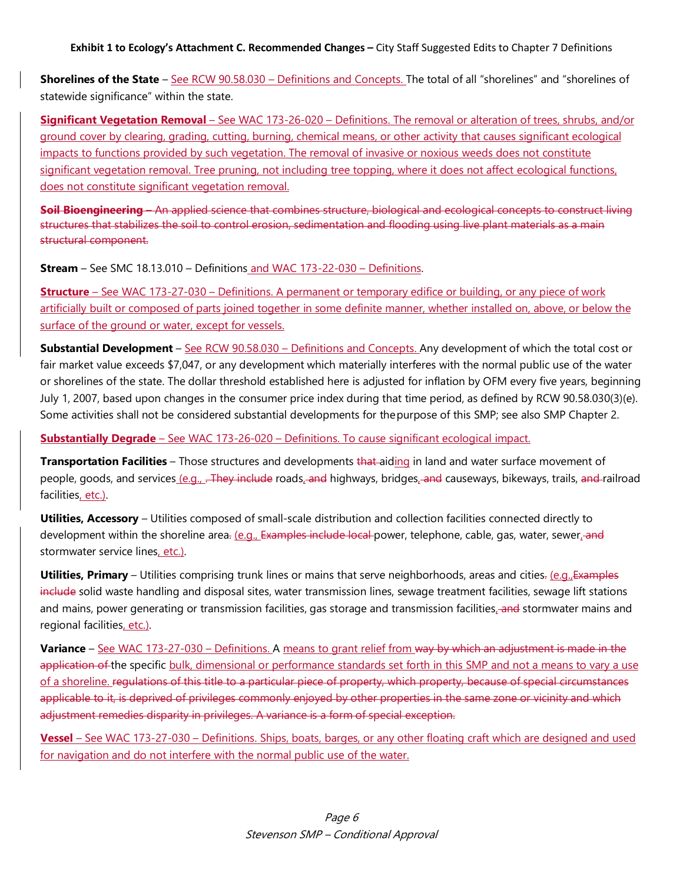**Shorelines of the State** – See RCW 90.58.030 – Definitions and Concepts. The total of all "shorelines" and "shorelines of statewide significance" within the state.

**Significant Vegetation Removal** – See WAC 173-26-020 – Definitions. The removal or alteration of trees, shrubs, and/or ground cover by clearing, grading, cutting, burning, chemical means, or other activity that causes significant ecological impacts to functions provided by such vegetation. The removal of invasive or noxious weeds does not constitute significant vegetation removal. Tree pruning, not including tree topping, where it does not affect ecological functions, does not constitute significant vegetation removal.

~~**Soil Bioengineering** – An applied science that combines structure, biological and ecological concepts to construct living structures that stabilizes the soil to control erosion, sedimentation and flooding using live plant materials as a main structural component.~~

**Stream** – See SMC 18.13.010 – Definitions and WAC 173-22-030 – Definitions.

**Structure** – See WAC 173-27-030 – Definitions. A permanent or temporary edifice or building, or any piece of work artificially built or composed of parts joined together in some definite manner, whether installed on, above, or below the surface of the ground or water, except for vessels.

**Substantial Development** – See RCW 90.58.030 – Definitions and Concepts. Any development of which the total cost or fair market value exceeds $7,047, or any development which materially interferes with the normal public use of the water or shorelines of the state. The dollar threshold established here is adjusted for inflation by OFM every five years, beginning July 1, 2007, based upon changes in the consumer price index during that time period, as defined by RCW 90.58.030(3)(e). Some activities shall not be considered substantial developments for the purpose of this SMP; see also SMP Chapter 2.

**Substantially Degrade** – See WAC 173-26-020 – Definitions. To cause significant ecological impact.

**Transportation Facilities** – Those structures and developments ~~that~~ aid~~ing~~ in land and water surface movement of people, goods, and services (e.g., ~~. They include~~ roads, ~~and~~ highways, bridges, ~~and~~ causeways, bikeways, trails, ~~and~~ railroad facilities, etc.).

**Utilities, Accessory** – Utilities composed of small-scale distribution and collection facilities connected directly to development within the shoreline area~~.~~ (e.g., ~~Examples include local~~ power, telephone, cable, gas, water, sewer, ~~and~~ stormwater service lines, etc.).

**Utilities, Primary** – Utilities comprising trunk lines or mains that serve neighborhoods, areas and cities~~.~~ (e.g.,~~Examples include~~ solid waste handling and disposal sites, water transmission lines, sewage treatment facilities, sewage lift stations and mains, power generating or transmission facilities, gas storage and transmission facilities, ~~and~~ stormwater mains and regional facilities, etc.).

**Variance** – See WAC 173-27-030 – Definitions. A means to grant relief from ~~way by which an adjustment is made in the application of~~ the specific bulk, dimensional or performance standards set forth in this SMP and not a means to vary a use of a shoreline. ~~regulations of this title to a particular piece of property, which property, because of special circumstances applicable to it, is deprived of privileges commonly enjoyed by other properties in the same zone or vicinity and which adjustment remedies disparity in privileges. A variance is a form of special exception.~~

**Vessel** – See WAC 173-27-030 – Definitions. Ships, boats, barges, or any other floating craft which are designed and used for navigation and do not interfere with the normal public use of the water.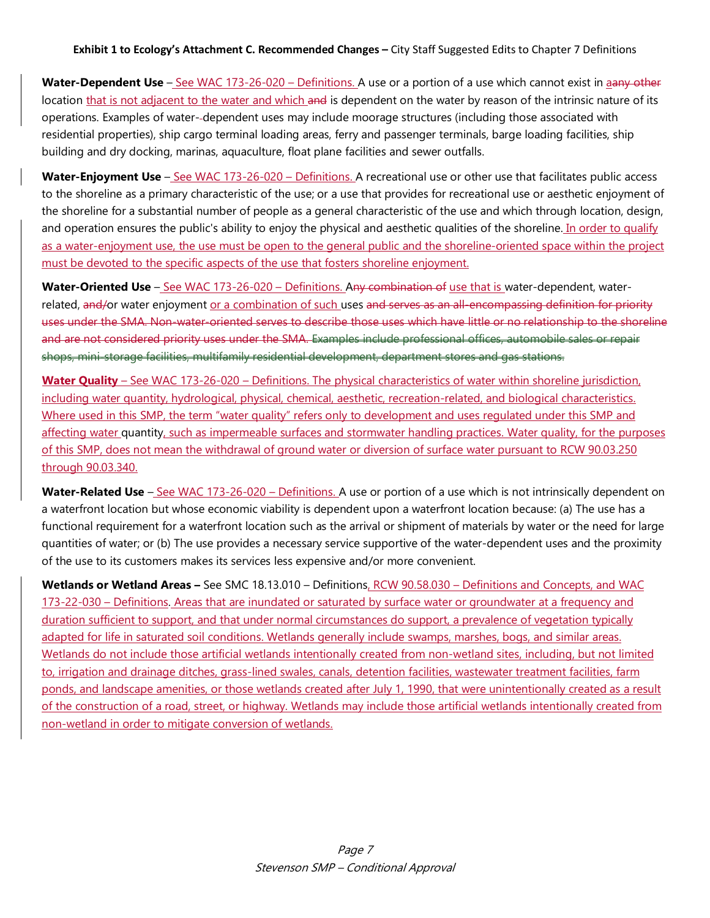**Water-Dependent Use** – See WAC 173-26-020 – Definitions. A use or a portion of a use which cannot exist in a~~any other~~ location that is not adjacent to the water and which ~~and~~ is dependent on the water by reason of the intrinsic nature of its operations. Examples of water-~~-~~dependent uses may include moorage structures (including those associated with residential properties), ship cargo terminal loading areas, ferry and passenger terminals, barge loading facilities, ship building and dry docking, marinas, aquaculture, float plane facilities and sewer outfalls.

**Water-Enjoyment Use** – See WAC 173-26-020 – Definitions. A recreational use or other use that facilitates public access to the shoreline as a primary characteristic of the use; or a use that provides for recreational use or aesthetic enjoyment of the shoreline for a substantial number of people as a general characteristic of the use and which through location, design, and operation ensures the public's ability to enjoy the physical and aesthetic qualities of the shoreline. In order to qualify as a water-enjoyment use, the use must be open to the general public and the shoreline-oriented space within the project must be devoted to the specific aspects of the use that fosters shoreline enjoyment.

**Water-Oriented Use** – See WAC 173-26-020 – Definitions. A~~ny combination of~~ use that is water-dependent, water-related, ~~and/~~or water enjoyment or a combination of such uses ~~and serves as an all-encompassing definition for priority uses under the SMA. Non-water-oriented serves to describe those uses which have little or no relationship to the shoreline and are not considered priority uses under the SMA. Examples include professional offices, automobile sales or repair shops, mini-storage facilities, multifamily residential development, department stores and gas stations.~~

**Water Quality** – See WAC 173-26-020 – Definitions. The physical characteristics of water within shoreline jurisdiction, including water quantity, hydrological, physical, chemical, aesthetic, recreation-related, and biological characteristics. Where used in this SMP, the term "water quality" refers only to development and uses regulated under this SMP and affecting water quantity, such as impermeable surfaces and stormwater handling practices. Water quality, for the purposes of this SMP, does not mean the withdrawal of ground water or diversion of surface water pursuant to RCW 90.03.250 through 90.03.340.

**Water-Related Use** – See WAC 173-26-020 – Definitions. A use or portion of a use which is not intrinsically dependent on a waterfront location but whose economic viability is dependent upon a waterfront location because: (a) The use has a functional requirement for a waterfront location such as the arrival or shipment of materials by water or the need for large quantities of water; or (b) The use provides a necessary service supportive of the water-dependent uses and the proximity of the use to its customers makes its services less expensive and/or more convenient.

**Wetlands or Wetland Areas –** See SMC 18.13.010 – Definitions, RCW 90.58.030 – Definitions and Concepts, and WAC 173-22-030 – Definitions. Areas that are inundated or saturated by surface water or groundwater at a frequency and duration sufficient to support, and that under normal circumstances do support, a prevalence of vegetation typically adapted for life in saturated soil conditions. Wetlands generally include swamps, marshes, bogs, and similar areas. Wetlands do not include those artificial wetlands intentionally created from non-wetland sites, including, but not limited to, irrigation and drainage ditches, grass-lined swales, canals, detention facilities, wastewater treatment facilities, farm ponds, and landscape amenities, or those wetlands created after July 1, 1990, that were unintentionally created as a result of the construction of a road, street, or highway. Wetlands may include those artificial wetlands intentionally created from non-wetland in order to mitigate conversion of wetlands.